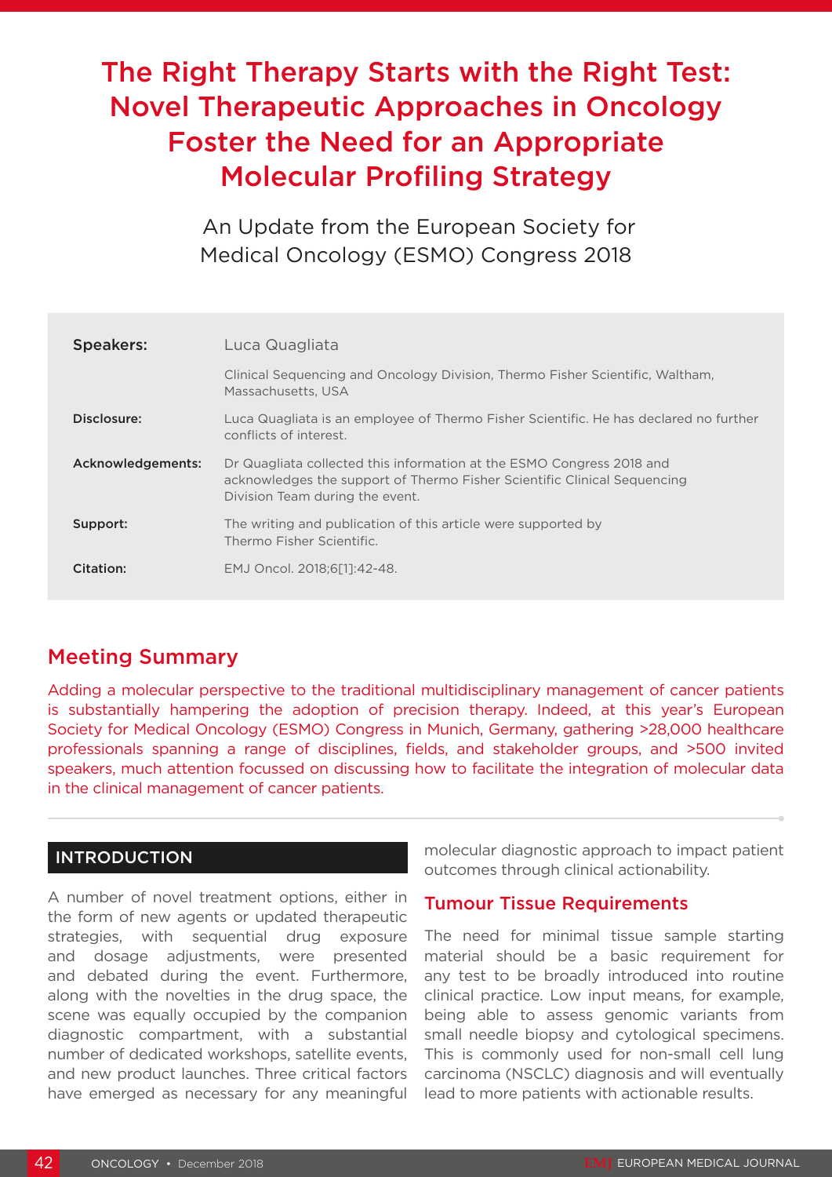# The Right Therapy Starts with the Right Test: Novel Therapeutic Approaches in Oncology Foster the Need for an Appropriate Molecular Profiling Strategy

An Update from the European Society for Medical Oncology (ESMO) Congress 2018

| | |
|---|---|
| **Speakers:** | Luca Quagliata |
| | Clinical Sequencing and Oncology Division, Thermo Fisher Scientific, Waltham, Massachusetts, USA |
| **Disclosure:** | Luca Quagliata is an employee of Thermo Fisher Scientific. He has declared no further conflicts of interest. |
| **Acknowledgements:** | Dr Quagliata collected this information at the ESMO Congress 2018 and acknowledges the support of Thermo Fisher Scientific Clinical Sequencing Division Team during the event. |
| **Support:** | The writing and publication of this article were supported by Thermo Fisher Scientific. |
| **Citation:** | EMJ Oncol. 2018;6[1]:42-48. |

## Meeting Summary

Adding a molecular perspective to the traditional multidisciplinary management of cancer patients is substantially hampering the adoption of precision therapy. Indeed, at this year's European Society for Medical Oncology (ESMO) Congress in Munich, Germany, gathering >28,000 healthcare professionals spanning a range of disciplines, fields, and stakeholder groups, and >500 invited speakers, much attention focussed on discussing how to facilitate the integration of molecular data in the clinical management of cancer patients.

## INTRODUCTION

A number of novel treatment options, either in the form of new agents or updated therapeutic strategies, with sequential drug exposure and dosage adjustments, were presented and debated during the event. Furthermore, along with the novelties in the drug space, the scene was equally occupied by the companion diagnostic compartment, with a substantial number of dedicated workshops, satellite events, and new product launches. Three critical factors have emerged as necessary for any meaningful molecular diagnostic approach to impact patient outcomes through clinical actionability.

### Tumour Tissue Requirements

The need for minimal tissue sample starting material should be a basic requirement for any test to be broadly introduced into routine clinical practice. Low input means, for example, being able to assess genomic variants from small needle biopsy and cytological specimens. This is commonly used for non-small cell lung carcinoma (NSCLC) diagnosis and will eventually lead to more patients with actionable results.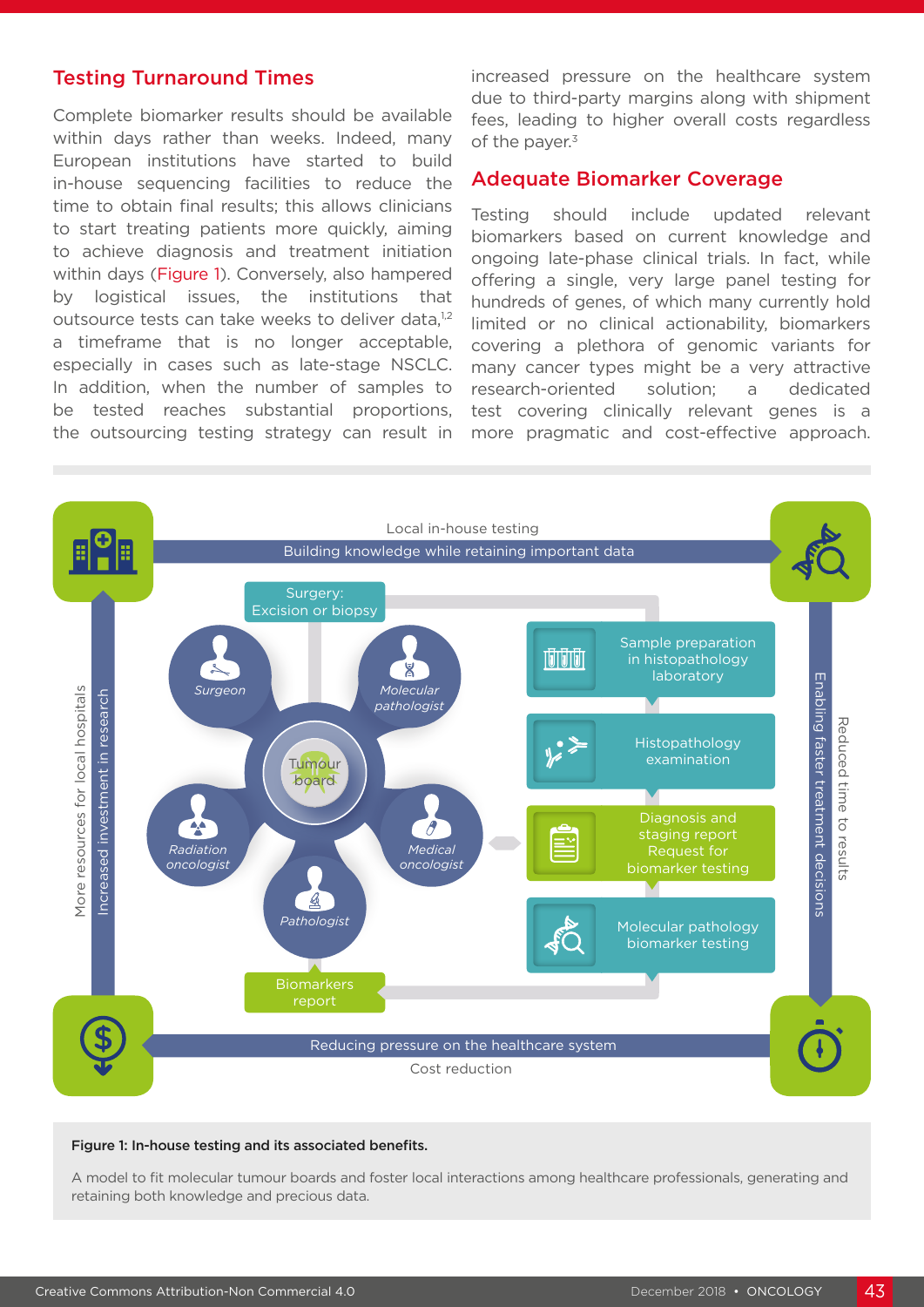## Testing Turnaround Times

Complete biomarker results should be available within days rather than weeks. Indeed, many European institutions have started to build in-house sequencing facilities to reduce the time to obtain final results; this allows clinicians to start treating patients more quickly, aiming to achieve diagnosis and treatment initiation within days (Figure 1). Conversely, also hampered by logistical issues, the institutions that outsource tests can take weeks to deliver data,[1,2] a timeframe that is no longer acceptable, especially in cases such as late-stage NSCLC. In addition, when the number of samples to be tested reaches substantial proportions, the outsourcing testing strategy can result in increased pressure on the healthcare system due to third-party margins along with shipment fees, leading to higher overall costs regardless of the payer.[3]

## Adequate Biomarker Coverage

Testing should include updated relevant biomarkers based on current knowledge and ongoing late-phase clinical trials. In fact, while offering a single, very large panel testing for hundreds of genes, of which many currently hold limited or no clinical actionability, biomarkers covering a plethora of genomic variants for many cancer types might be a very attractive research-oriented solution; a dedicated test covering clinically relevant genes is a more pragmatic and cost-effective approach.

**Figure 1: In-house testing and its associated benefits.**

A model to fit molecular tumour boards and foster local interactions among healthcare professionals, generating and retaining both knowledge and precious data.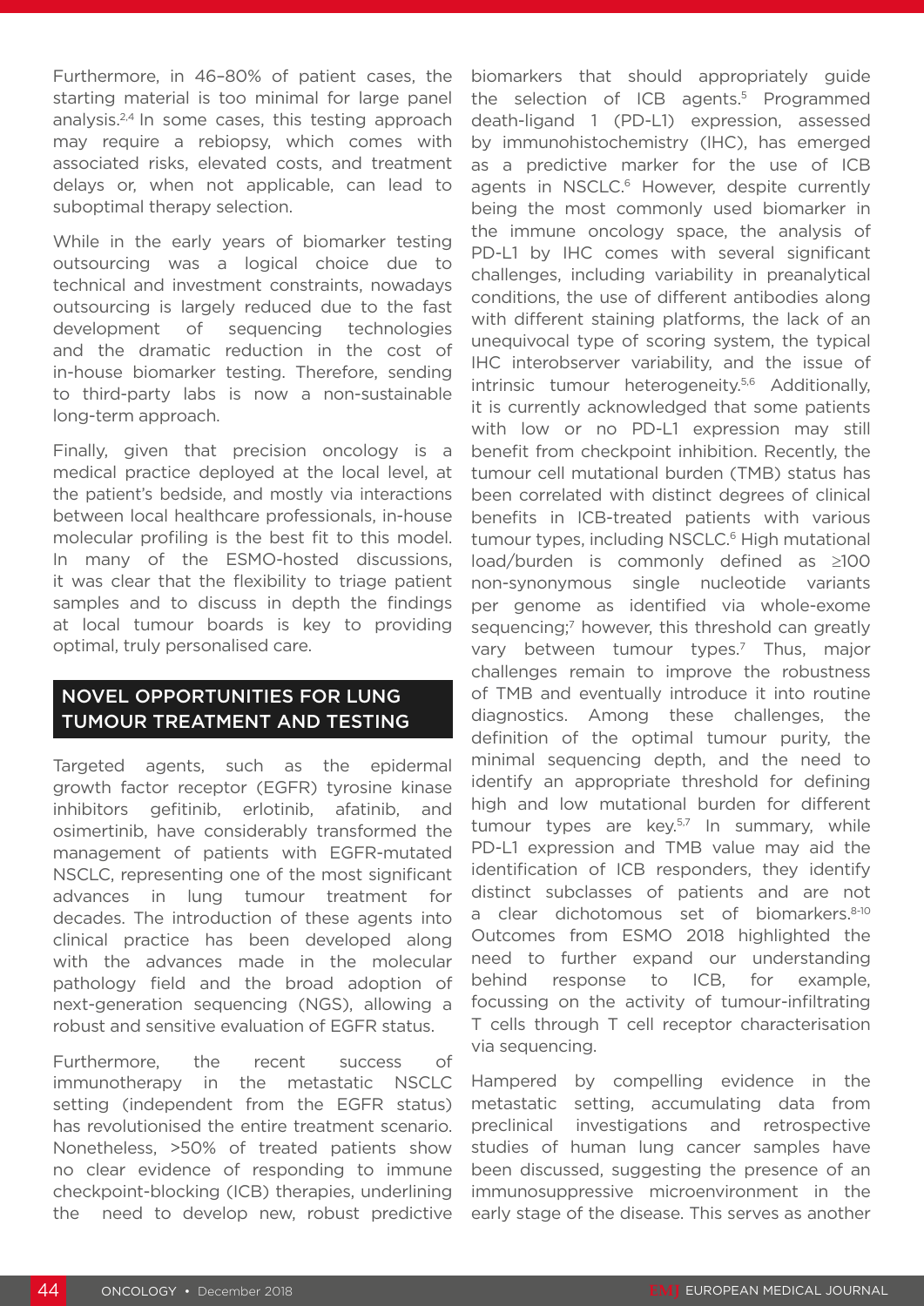Furthermore, in 46–80% of patient cases, the starting material is too minimal for large panel analysis.[2,4] In some cases, this testing approach may require a rebiopsy, which comes with associated risks, elevated costs, and treatment delays or, when not applicable, can lead to suboptimal therapy selection.

While in the early years of biomarker testing outsourcing was a logical choice due to technical and investment constraints, nowadays outsourcing is largely reduced due to the fast development of sequencing technologies and the dramatic reduction in the cost of in-house biomarker testing. Therefore, sending to third-party labs is now a non-sustainable long-term approach.

Finally, given that precision oncology is a medical practice deployed at the local level, at the patient's bedside, and mostly via interactions between local healthcare professionals, in-house molecular profiling is the best fit to this model. In many of the ESMO-hosted discussions, it was clear that the flexibility to triage patient samples and to discuss in depth the findings at local tumour boards is key to providing optimal, truly personalised care.

## NOVEL OPPORTUNITIES FOR LUNG TUMOUR TREATMENT AND TESTING

Targeted agents, such as the epidermal growth factor receptor (EGFR) tyrosine kinase inhibitors gefitinib, erlotinib, afatinib, and osimertinib, have considerably transformed the management of patients with EGFR-mutated NSCLC, representing one of the most significant advances in lung tumour treatment for decades. The introduction of these agents into clinical practice has been developed along with the advances made in the molecular pathology field and the broad adoption of next-generation sequencing (NGS), allowing a robust and sensitive evaluation of EGFR status.

Furthermore, the recent success of immunotherapy in the metastatic NSCLC setting (independent from the EGFR status) has revolutionised the entire treatment scenario. Nonetheless, >50% of treated patients show no clear evidence of responding to immune checkpoint-blocking (ICB) therapies, underlining the need to develop new, robust predictive biomarkers that should appropriately guide the selection of ICB agents.[5] Programmed death-ligand 1 (PD-L1) expression, assessed by immunohistochemistry (IHC), has emerged as a predictive marker for the use of ICB agents in NSCLC.[6] However, despite currently being the most commonly used biomarker in the immune oncology space, the analysis of PD-L1 by IHC comes with several significant challenges, including variability in preanalytical conditions, the use of different antibodies along with different staining platforms, the lack of an unequivocal type of scoring system, the typical IHC interobserver variability, and the issue of intrinsic tumour heterogeneity.[5,6] Additionally, it is currently acknowledged that some patients with low or no PD-L1 expression may still benefit from checkpoint inhibition. Recently, the tumour cell mutational burden (TMB) status has been correlated with distinct degrees of clinical benefits in ICB-treated patients with various tumour types, including NSCLC.[6] High mutational load/burden is commonly defined as ≥100 non-synonymous single nucleotide variants per genome as identified via whole-exome sequencing;[7] however, this threshold can greatly vary between tumour types.[7] Thus, major challenges remain to improve the robustness of TMB and eventually introduce it into routine diagnostics. Among these challenges, the definition of the optimal tumour purity, the minimal sequencing depth, and the need to identify an appropriate threshold for defining high and low mutational burden for different tumour types are key.[5,7] In summary, while PD-L1 expression and TMB value may aid the identification of ICB responders, they identify distinct subclasses of patients and are not a clear dichotomous set of biomarkers.[8-10] Outcomes from ESMO 2018 highlighted the need to further expand our understanding behind response to ICB, for example, focussing on the activity of tumour-infiltrating T cells through T cell receptor characterisation via sequencing.

Hampered by compelling evidence in the metastatic setting, accumulating data from preclinical investigations and retrospective studies of human lung cancer samples have been discussed, suggesting the presence of an immunosuppressive microenvironment in the early stage of the disease. This serves as another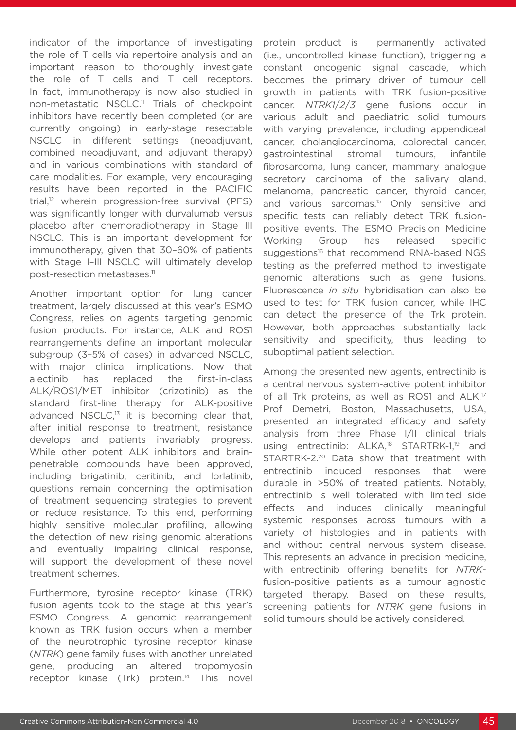indicator of the importance of investigating the role of T cells via repertoire analysis and an important reason to thoroughly investigate the role of T cells and T cell receptors. In fact, immunotherapy is now also studied in non-metastatic NSCLC.[11] Trials of checkpoint inhibitors have recently been completed (or are currently ongoing) in early-stage resectable NSCLC in different settings (neoadjuvant, combined neoadjuvant, and adjuvant therapy) and in various combinations with standard of care modalities. For example, very encouraging results have been reported in the PACIFIC trial,[12] wherein progression-free survival (PFS) was significantly longer with durvalumab versus placebo after chemoradiotherapy in Stage III NSCLC. This is an important development for immunotherapy, given that 30–60% of patients with Stage I–III NSCLC will ultimately develop post-resection metastases.[11]

Another important option for lung cancer treatment, largely discussed at this year's ESMO Congress, relies on agents targeting genomic fusion products. For instance, ALK and ROS1 rearrangements define an important molecular subgroup (3–5% of cases) in advanced NSCLC, with major clinical implications. Now that alectinib has replaced the first-in-class ALK/ROS1/MET inhibitor (crizotinib) as the standard first-line therapy for ALK-positive advanced NSCLC,[13] it is becoming clear that, after initial response to treatment, resistance develops and patients invariably progress. While other potent ALK inhibitors and brain-penetrable compounds have been approved, including brigatinib, ceritinib, and lorlatinib, questions remain concerning the optimisation of treatment sequencing strategies to prevent or reduce resistance. To this end, performing highly sensitive molecular profiling, allowing the detection of new rising genomic alterations and eventually impairing clinical response, will support the development of these novel treatment schemes.

Furthermore, tyrosine receptor kinase (TRK) fusion agents took to the stage at this year's ESMO Congress. A genomic rearrangement known as TRK fusion occurs when a member of the neurotrophic tyrosine receptor kinase (*NTRK*) gene family fuses with another unrelated gene, producing an altered tropomyosin receptor kinase (Trk) protein.[14] This novel protein product is permanently activated (i.e., uncontrolled kinase function), triggering a constant oncogenic signal cascade, which becomes the primary driver of tumour cell growth in patients with TRK fusion-positive cancer. *NTRK1/2/3* gene fusions occur in various adult and paediatric solid tumours with varying prevalence, including appendiceal cancer, cholangiocarcinoma, colorectal cancer, gastrointestinal stromal tumours, infantile fibrosarcoma, lung cancer, mammary analogue secretory carcinoma of the salivary gland, melanoma, pancreatic cancer, thyroid cancer, and various sarcomas.[15] Only sensitive and specific tests can reliably detect TRK fusion-positive events. The ESMO Precision Medicine Working Group has released specific suggestions[16] that recommend RNA-based NGS testing as the preferred method to investigate genomic alterations such as gene fusions. Fluorescence *in situ* hybridisation can also be used to test for TRK fusion cancer, while IHC can detect the presence of the Trk protein. However, both approaches substantially lack sensitivity and specificity, thus leading to suboptimal patient selection.

Among the presented new agents, entrectinib is a central nervous system-active potent inhibitor of all Trk proteins, as well as ROS1 and ALK.[17] Prof Demetri, Boston, Massachusetts, USA, presented an integrated efficacy and safety analysis from three Phase I/II clinical trials using entrectinib: ALKA,[18] STARTRK-1,[19] and STARTRK-2.[20] Data show that treatment with entrectinib induced responses that were durable in >50% of treated patients. Notably, entrectinib is well tolerated with limited side effects and induces clinically meaningful systemic responses across tumours with a variety of histologies and in patients with and without central nervous system disease. This represents an advance in precision medicine, with entrectinib offering benefits for *NTRK*-fusion-positive patients as a tumour agnostic targeted therapy. Based on these results, screening patients for *NTRK* gene fusions in solid tumours should be actively considered.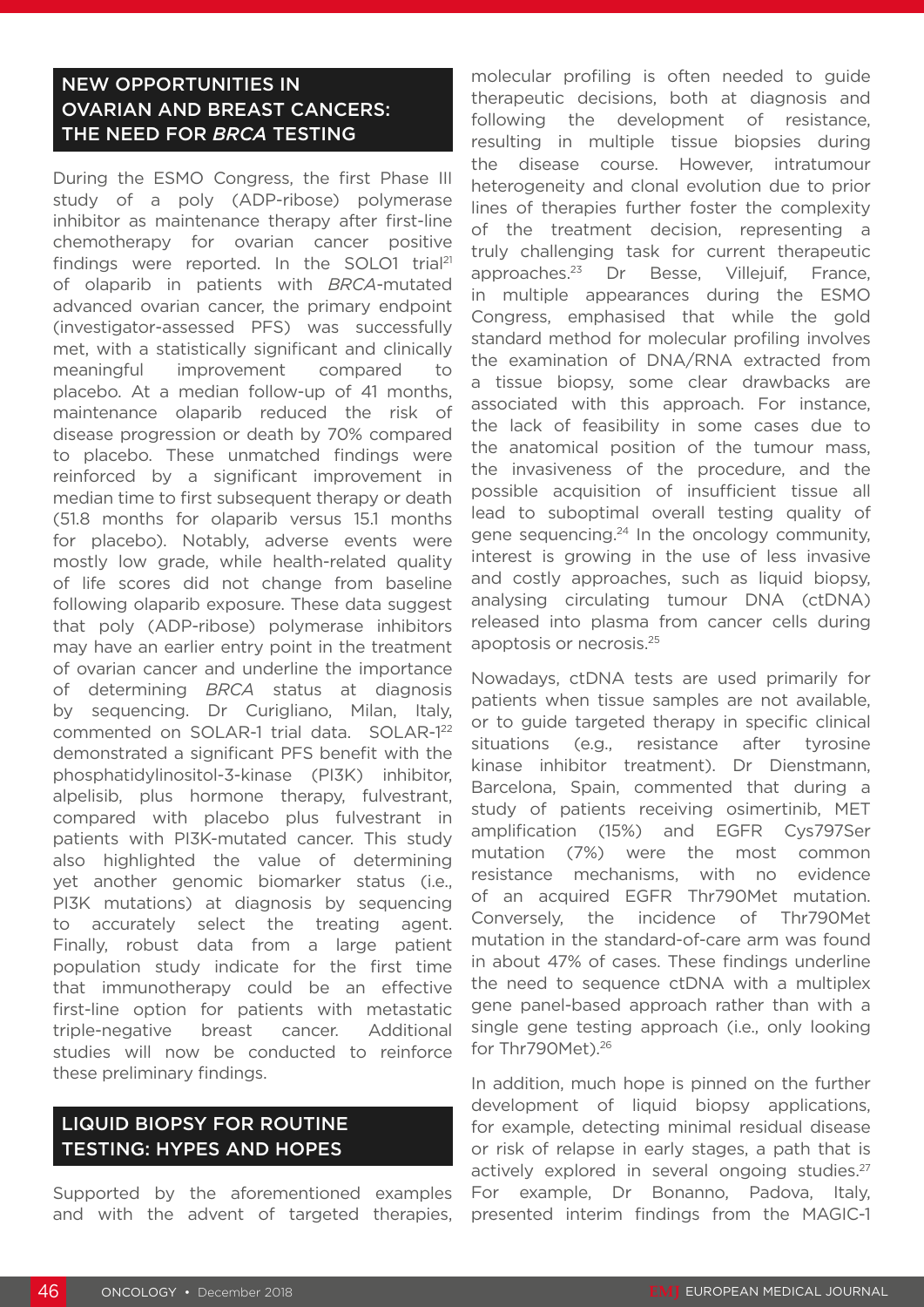## NEW OPPORTUNITIES IN OVARIAN AND BREAST CANCERS: THE NEED FOR *BRCA* TESTING

During the ESMO Congress, the first Phase III study of a poly (ADP-ribose) polymerase inhibitor as maintenance therapy after first-line chemotherapy for ovarian cancer positive findings were reported. In the SOLO1 trial[21] of olaparib in patients with *BRCA*-mutated advanced ovarian cancer, the primary endpoint (investigator-assessed PFS) was successfully met, with a statistically significant and clinically meaningful improvement compared to placebo. At a median follow-up of 41 months, maintenance olaparib reduced the risk of disease progression or death by 70% compared to placebo. These unmatched findings were reinforced by a significant improvement in median time to first subsequent therapy or death (51.8 months for olaparib versus 15.1 months for placebo). Notably, adverse events were mostly low grade, while health-related quality of life scores did not change from baseline following olaparib exposure. These data suggest that poly (ADP-ribose) polymerase inhibitors may have an earlier entry point in the treatment of ovarian cancer and underline the importance of determining *BRCA* status at diagnosis by sequencing. Dr Curigliano, Milan, Italy, commented on SOLAR-1 trial data. SOLAR-1[22] demonstrated a significant PFS benefit with the phosphatidylinositol-3-kinase (PI3K) inhibitor, alpelisib, plus hormone therapy, fulvestrant, compared with placebo plus fulvestrant in patients with PI3K-mutated cancer. This study also highlighted the value of determining yet another genomic biomarker status (i.e., PI3K mutations) at diagnosis by sequencing to accurately select the treating agent. Finally, robust data from a large patient population study indicate for the first time that immunotherapy could be an effective first-line option for patients with metastatic triple-negative breast cancer. Additional studies will now be conducted to reinforce these preliminary findings.

## LIQUID BIOPSY FOR ROUTINE TESTING: HYPES AND HOPES

Supported by the aforementioned examples and with the advent of targeted therapies, molecular profiling is often needed to guide therapeutic decisions, both at diagnosis and following the development of resistance, resulting in multiple tissue biopsies during the disease course. However, intratumour heterogeneity and clonal evolution due to prior lines of therapies further foster the complexity of the treatment decision, representing a truly challenging task for current therapeutic approaches.[23] Dr Besse, Villejuif, France, in multiple appearances during the ESMO Congress, emphasised that while the gold standard method for molecular profiling involves the examination of DNA/RNA extracted from a tissue biopsy, some clear drawbacks are associated with this approach. For instance, the lack of feasibility in some cases due to the anatomical position of the tumour mass, the invasiveness of the procedure, and the possible acquisition of insufficient tissue all lead to suboptimal overall testing quality of gene sequencing.[24] In the oncology community, interest is growing in the use of less invasive and costly approaches, such as liquid biopsy, analysing circulating tumour DNA (ctDNA) released into plasma from cancer cells during apoptosis or necrosis.[25]

Nowadays, ctDNA tests are used primarily for patients when tissue samples are not available, or to guide targeted therapy in specific clinical situations (e.g., resistance after tyrosine kinase inhibitor treatment). Dr Dienstmann, Barcelona, Spain, commented that during a study of patients receiving osimertinib, MET amplification (15%) and EGFR Cys797Ser mutation (7%) were the most common resistance mechanisms, with no evidence of an acquired EGFR Thr790Met mutation. Conversely, the incidence of Thr790Met mutation in the standard-of-care arm was found in about 47% of cases. These findings underline the need to sequence ctDNA with a multiplex gene panel-based approach rather than with a single gene testing approach (i.e., only looking for Thr790Met).[26]

In addition, much hope is pinned on the further development of liquid biopsy applications, for example, detecting minimal residual disease or risk of relapse in early stages, a path that is actively explored in several ongoing studies.[27] For example, Dr Bonanno, Padova, Italy, presented interim findings from the MAGIC-1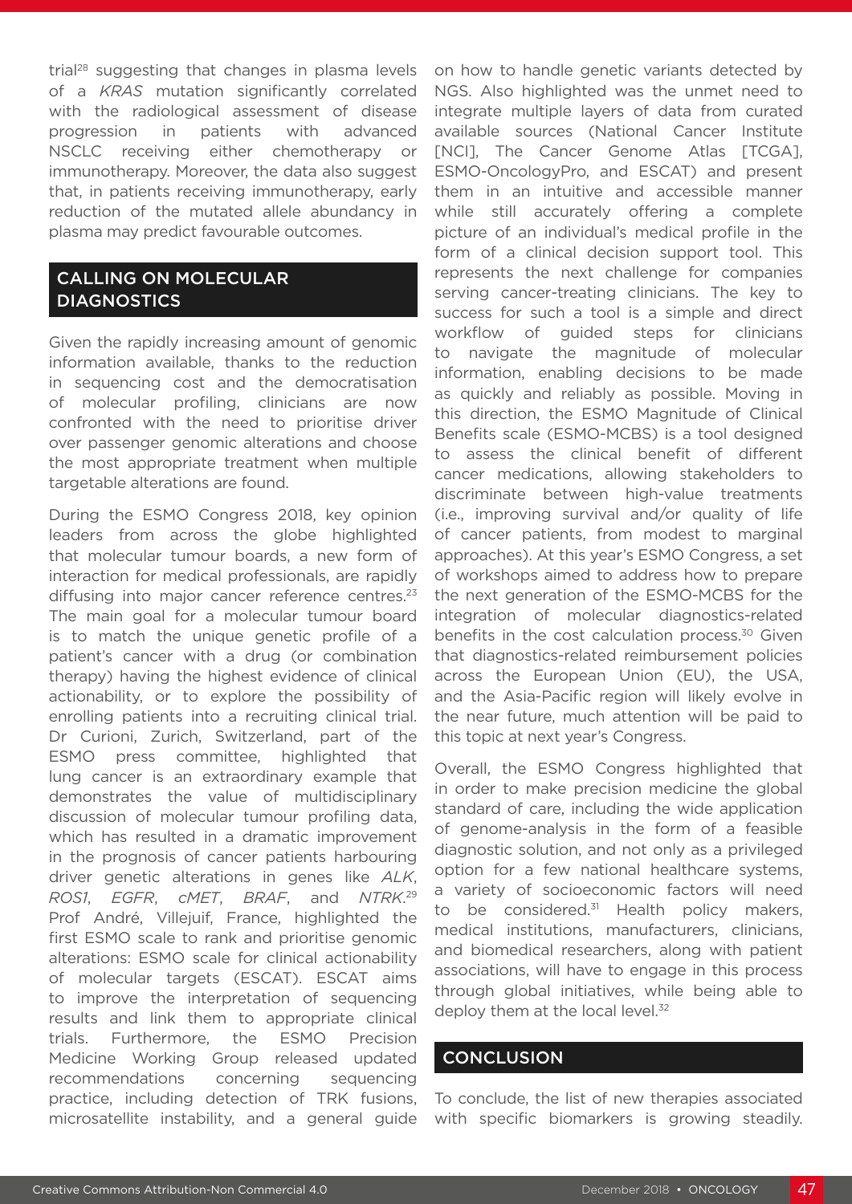trial[28] suggesting that changes in plasma levels of a *KRAS* mutation significantly correlated with the radiological assessment of disease progression in patients with advanced NSCLC receiving either chemotherapy or immunotherapy. Moreover, the data also suggest that, in patients receiving immunotherapy, early reduction of the mutated allele abundancy in plasma may predict favourable outcomes.

## CALLING ON MOLECULAR DIAGNOSTICS

Given the rapidly increasing amount of genomic information available, thanks to the reduction in sequencing cost and the democratisation of molecular profiling, clinicians are now confronted with the need to prioritise driver over passenger genomic alterations and choose the most appropriate treatment when multiple targetable alterations are found.

During the ESMO Congress 2018, key opinion leaders from across the globe highlighted that molecular tumour boards, a new form of interaction for medical professionals, are rapidly diffusing into major cancer reference centres.[23] The main goal for a molecular tumour board is to match the unique genetic profile of a patient's cancer with a drug (or combination therapy) having the highest evidence of clinical actionability, or to explore the possibility of enrolling patients into a recruiting clinical trial. Dr Curioni, Zurich, Switzerland, part of the ESMO press committee, highlighted that lung cancer is an extraordinary example that demonstrates the value of multidisciplinary discussion of molecular tumour profiling data, which has resulted in a dramatic improvement in the prognosis of cancer patients harbouring driver genetic alterations in genes like *ALK*, *ROS1*, *EGFR*, *cMET*, *BRAF*, and *NTRK*.[29] Prof André, Villejuif, France, highlighted the first ESMO scale to rank and prioritise genomic alterations: ESMO scale for clinical actionability of molecular targets (ESCAT). ESCAT aims to improve the interpretation of sequencing results and link them to appropriate clinical trials. Furthermore, the ESMO Precision Medicine Working Group released updated recommendations concerning sequencing practice, including detection of TRK fusions, microsatellite instability, and a general guide on how to handle genetic variants detected by NGS. Also highlighted was the unmet need to integrate multiple layers of data from curated available sources (National Cancer Institute [NCI], The Cancer Genome Atlas [TCGA], ESMO-OncologyPro, and ESCAT) and present them in an intuitive and accessible manner while still accurately offering a complete picture of an individual's medical profile in the form of a clinical decision support tool. This represents the next challenge for companies serving cancer-treating clinicians. The key to success for such a tool is a simple and direct workflow of guided steps for clinicians to navigate the magnitude of molecular information, enabling decisions to be made as quickly and reliably as possible. Moving in this direction, the ESMO Magnitude of Clinical Benefits scale (ESMO-MCBS) is a tool designed to assess the clinical benefit of different cancer medications, allowing stakeholders to discriminate between high-value treatments (i.e., improving survival and/or quality of life of cancer patients, from modest to marginal approaches). At this year's ESMO Congress, a set of workshops aimed to address how to prepare the next generation of the ESMO-MCBS for the integration of molecular diagnostics-related benefits in the cost calculation process.[30] Given that diagnostics-related reimbursement policies across the European Union (EU), the USA, and the Asia-Pacific region will likely evolve in the near future, much attention will be paid to this topic at next year's Congress.

Overall, the ESMO Congress highlighted that in order to make precision medicine the global standard of care, including the wide application of genome-analysis in the form of a feasible diagnostic solution, and not only as a privileged option for a few national healthcare systems, a variety of socioeconomic factors will need to be considered.[31] Health policy makers, medical institutions, manufacturers, clinicians, and biomedical researchers, along with patient associations, will have to engage in this process through global initiatives, while being able to deploy them at the local level.[32]

## CONCLUSION

To conclude, the list of new therapies associated with specific biomarkers is growing steadily.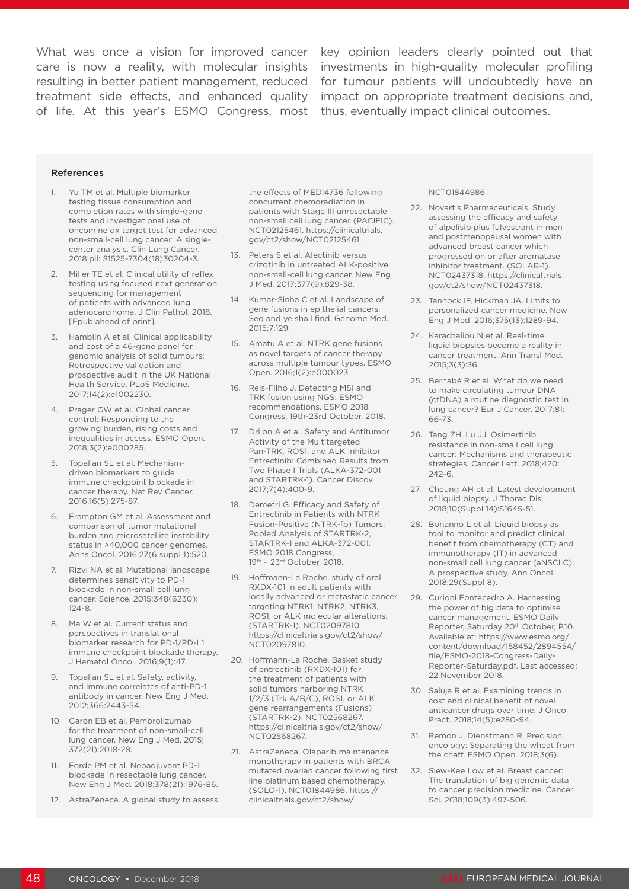What was once a vision for improved cancer care is now a reality, with molecular insights resulting in better patient management, reduced treatment side effects, and enhanced quality of life. At this year's ESMO Congress, most key opinion leaders clearly pointed out that investments in high-quality molecular profiling for tumour patients will undoubtedly have an impact on appropriate treatment decisions and, thus, eventually impact clinical outcomes.

#### References

1. Yu TM et al. Multiple biomarker testing tissue consumption and completion rates with single-gene tests and investigational use of oncomine dx target test for advanced non-small-cell lung cancer: A single-center analysis. Clin Lung Cancer. 2018;pii: S1525-7304(18)30204-3.
2. Miller TE et al. Clinical utility of reflex testing using focused next generation sequencing for management of patients with advanced lung adenocarcinoma. J Clin Pathol. 2018. [Epub ahead of print].
3. Hamblin A et al. Clinical applicability and cost of a 46-gene panel for genomic analysis of solid tumours: Retrospective validation and prospective audit in the UK National Health Service. PLoS Medicine. 2017;14(2):e1002230.
4. Prager GW et al. Global cancer control: Responding to the growing burden, rising costs and inequalities in access. ESMO Open. 2018;3(2):e000285.
5. Topalian SL et al. Mechanism-driven biomarkers to guide immune checkpoint blockade in cancer therapy. Nat Rev Cancer. 2016;16(5):275-87.
6. Frampton GM et al. Assessment and comparison of tumor mutational burden and microsatellite instability status in >40,000 cancer genomes. Anns Oncol. 2016;27(6 suppl 1):520.
7. Rizvi NA et al. Mutational landscape determines sensitivity to PD-1 blockade in non-small cell lung cancer. Science. 2015;348(6230): 124-8.
8. Ma W et al. Current status and perspectives in translational biomarker research for PD-1/PD-L1 immune checkpoint blockade therapy. J Hematol Oncol. 2016;9(1):47.
9. Topalian SL et al. Safety, activity, and immune correlates of anti-PD-1 antibody in cancer. New Eng J Med. 2012;366:2443-54.
10. Garon EB et al. Pembrolizumab for the treatment of non-small-cell lung cancer. New Eng J Med. 2015; 372(21):2018-28.
11. Forde PM et al. Neoadjuvant PD-1 blockade in resectable lung cancer. New Eng J Med. 2018;378(21):1976-86.
12. AstraZeneca. A global study to assess the effects of MEDI4736 following concurrent chemoradiation in patients with Stage III unresectable non-small cell lung cancer (PACIFIC). NCT02125461. https://clinicaltrials.gov/ct2/show/NCT02125461.
13. Peters S et al. Alectinib versus crizotinib in untreated ALK-positive non-small-cell lung cancer. New Eng J Med. 2017;377(9):829-38.
14. Kumar-Sinha C et al. Landscape of gene fusions in epithelial cancers: Seq and ye shall find. Genome Med. 2015;7:129.
15. Amatu A et al. NTRK gene fusions as novel targets of cancer therapy across multiple tumour types. ESMO Open. 2016;1(2):e000023
16. Reis-Filho J. Detecting MSI and TRK fusion using NGS: ESMO recommendations. ESMO 2018 Congress, 19th-23rd October, 2018.
17. Drilon A et al. Safety and Antitumor Activity of the Multitargeted Pan-TRK, ROS1, and ALK Inhibitor Entrectinib: Combined Results from Two Phase I Trials (ALKA-372-001 and STARTRK-1). Cancer Discov. 2017;7(4):400-9.
18. Demetri G. Efficacy and Safety of Entrectinib in Patients with NTRK Fusion-Positive (NTRK-fp) Tumors: Pooled Analysis of STARTRK-2, STARTRK-1 and ALKA-372-001. ESMO 2018 Congress, 19th – 23rd October, 2018.
19. Hoffmann-La Roche. study of oral RXDX-101 in adult patients with locally advanced or metastatic cancer targeting NTRK1, NTRK2, NTRK3, ROS1, or ALK molecular alterations. (STARTRK-1). NCT02097810. https://clinicaltrials.gov/ct2/show/NCT02097810.
20. Hoffmann-La Roche. Basket study of entrectinib (RXDX-101) for the treatment of patients with solid tumors harboring NTRK 1/2/3 (Trk A/B/C), ROS1, or ALK gene rearrangements (Fusions) (STARTRK-2). NCT02568267. https://clinicaltrials.gov/ct2/show/NCT02568267.
21. AstraZeneca. Olaparib maintenance monotherapy in patients with BRCA mutated ovarian cancer following first line platinum based chemotherapy. (SOLO-1). NCT01844986. https://clinicaltrials.gov/ct2/show/NCT01844986.
22. Novartis Pharmaceuticals. Study assessing the efficacy and safety of alpelisib plus fulvestrant in men and postmenopausal women with advanced breast cancer which progressed on or after aromatase inhibitor treatment. (SOLAR-1). NCT02437318. https://clinicaltrials.gov/ct2/show/NCT02437318.
23. Tannock IF, Hickman JA. Limits to personalized cancer medicine. New Eng J Med. 2016;375(13):1289-94.
24. Karachaliou N et al. Real-time liquid biopsies become a reality in cancer treatment. Ann Transl Med. 2015;3(3):36.
25. Bernabé R et al. What do we need to make circulating tumour DNA (ctDNA) a routine diagnostic test in lung cancer? Eur J Cancer. 2017;81: 66-73.
26. Tang ZH, Lu JJ. Osimertinib resistance in non-small cell lung cancer: Mechanisms and therapeutic strategies. Cancer Lett. 2018;420: 242-6.
27. Cheung AH et al. Latest development of liquid biopsy. J Thorac Dis. 2018;10(Suppl 14):S1645-51.
28. Bonanno L et al. Liquid biopsy as tool to monitor and predict clinical benefit from chemotherapy (CT) and immunotherapy (IT) in advanced non-small cell lung cancer (aNSCLC): A prospective study. Ann Oncol. 2018;29(Suppl 8).
29. Curioni Fontecedro A. Harnessing the power of big data to optimise cancer management. ESMO Daily Reporter, Saturday 20th October, P.10. Available at: https://www.esmo.org/content/download/158452/2894554/file/ESMO-2018-Congress-Daily-Reporter-Saturday.pdf. Last accessed: 22 November 2018.
30. Saluja R et al. Examining trends in cost and clinical benefit of novel anticancer drugs over time. J Oncol Pract. 2018;14(5):e280-94.
31. Remon J, Dienstmann R. Precision oncology: Separating the wheat from the chaff. ESMO Open. 2018;3(6).
32. Siew-Kee Low et al. Breast cancer: The translation of big genomic data to cancer precision medicine. Cancer Sci. 2018;109(3):497-506.